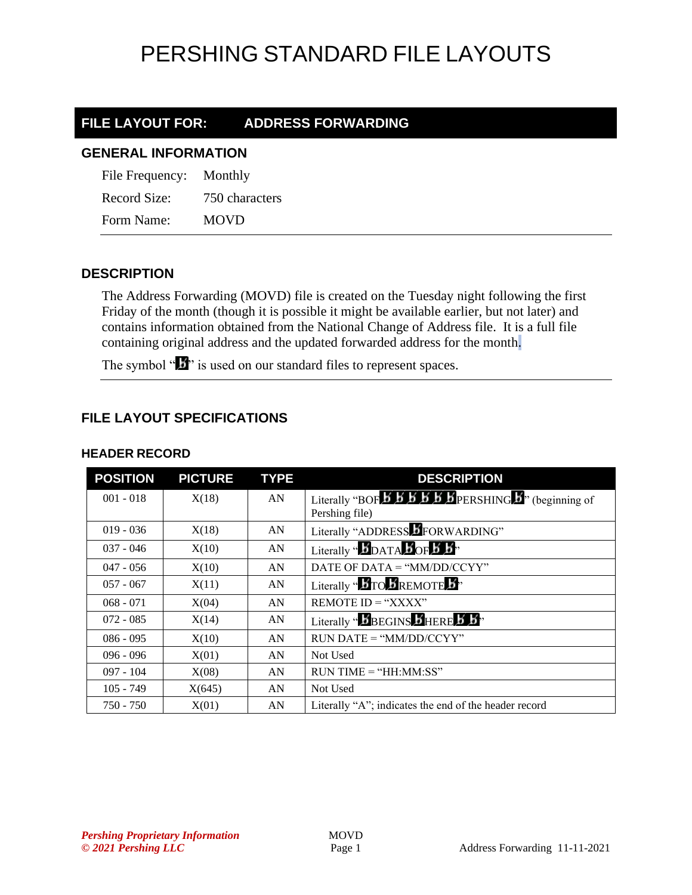# PERSHING STANDARD FILE LAYOUTS

## FILE LAYOUT FOR: ADDRESS FORWARDING

### GENERAL INFORMATION

File Frequency: Monthly

Record Size: 750 characters

Form Name: MOVD

### DESCRIPTION

The Address Forwarding (MOVD) file is created on the Tuesday night following the first Friday of the month (though it is possible it might be available earlier, but not later) and contains information obtained from the National Change of Address file. It is a full file containing original address and the updated forwarded address for the month.

The symbol "ƀ" is used on our standard files to represent spaces.

### FILE LAYOUT SPECIFICATIONS

#### HEADER RECORD

| POSITION | PICTURE | TYPE | DESCRIPTION |
|---|---|---|---|
| 001 - 018 | X(18) | AN | Literally "BOFƀƀƀƀƀƀPERSHINGƀ" (beginning of Pershing file) |
| 019 - 036 | X(18) | AN | Literally "ADDRESSƀFORWARDING" |
| 037 - 046 | X(10) | AN | Literally "ƀDATAƀOFƀƀ" |
| 047 - 056 | X(10) | AN | DATE OF DATA = "MM/DD/CCYY" |
| 057 - 067 | X(11) | AN | Literally "ƀTOƀREMOTEƀ" |
| 068 - 071 | X(04) | AN | REMOTE ID = "XXXX" |
| 072 - 085 | X(14) | AN | Literally "ƀBEGINSƀHEREƀƀ" |
| 086 - 095 | X(10) | AN | RUN DATE = "MM/DD/CCYY" |
| 096 - 096 | X(01) | AN | Not Used |
| 097 - 104 | X(08) | AN | RUN TIME = "HH:MM:SS" |
| 105 - 749 | X(645) | AN | Not Used |
| 750 - 750 | X(01) | AN | Literally "A"; indicates the end of the header record |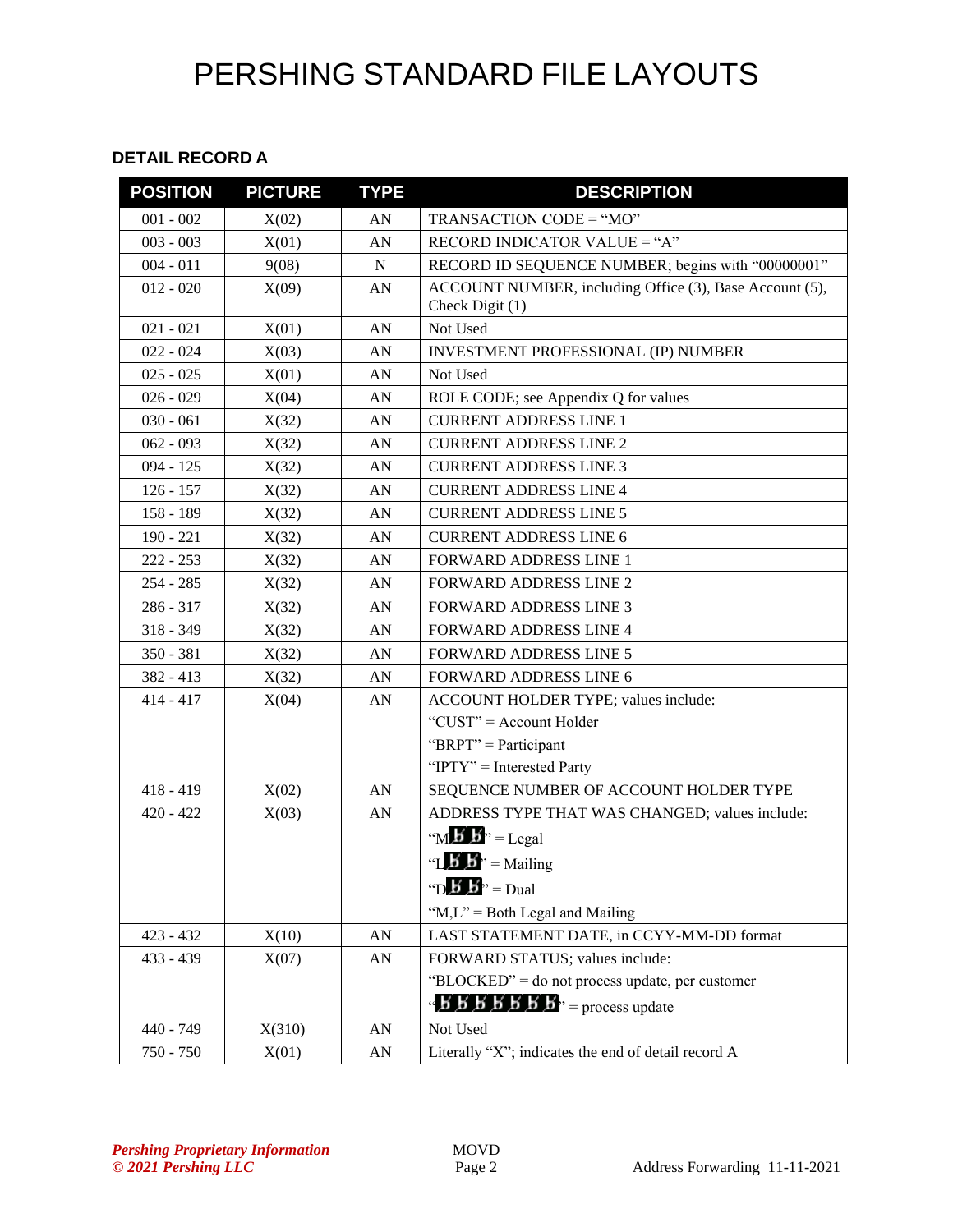# PERSHING STANDARD FILE LAYOUTS

### DETAIL RECORD A

| POSITION | PICTURE | TYPE | DESCRIPTION |
|---|---|---|---|
| 001 - 002 | X(02) | AN | TRANSACTION CODE = "MO" |
| 003 - 003 | X(01) | AN | RECORD INDICATOR VALUE = "A" |
| 004 - 011 | 9(08) | N | RECORD ID SEQUENCE NUMBER; begins with "00000001" |
| 012 - 020 | X(09) | AN | ACCOUNT NUMBER, including Office (3), Base Account (5), Check Digit (1) |
| 021 - 021 | X(01) | AN | Not Used |
| 022 - 024 | X(03) | AN | INVESTMENT PROFESSIONAL (IP) NUMBER |
| 025 - 025 | X(01) | AN | Not Used |
| 026 - 029 | X(04) | AN | ROLE CODE; see Appendix Q for values |
| 030 - 061 | X(32) | AN | CURRENT ADDRESS LINE 1 |
| 062 - 093 | X(32) | AN | CURRENT ADDRESS LINE 2 |
| 094 - 125 | X(32) | AN | CURRENT ADDRESS LINE 3 |
| 126 - 157 | X(32) | AN | CURRENT ADDRESS LINE 4 |
| 158 - 189 | X(32) | AN | CURRENT ADDRESS LINE 5 |
| 190 - 221 | X(32) | AN | CURRENT ADDRESS LINE 6 |
| 222 - 253 | X(32) | AN | FORWARD ADDRESS LINE 1 |
| 254 - 285 | X(32) | AN | FORWARD ADDRESS LINE 2 |
| 286 - 317 | X(32) | AN | FORWARD ADDRESS LINE 3 |
| 318 - 349 | X(32) | AN | FORWARD ADDRESS LINE 4 |
| 350 - 381 | X(32) | AN | FORWARD ADDRESS LINE 5 |
| 382 - 413 | X(32) | AN | FORWARD ADDRESS LINE 6 |
| 414 - 417 | X(04) | AN | ACCOUNT HOLDER TYPE; values include:<br>"CUST" = Account Holder<br>"BRPT" = Participant<br>"IPTY" = Interested Party |
| 418 - 419 | X(02) | AN | SEQUENCE NUMBER OF ACCOUNT HOLDER TYPE |
| 420 - 422 | X(03) | AN | ADDRESS TYPE THAT WAS CHANGED; values include:<br>"Mƀƀ" = Legal<br>"Lƀƀ" = Mailing<br>"Dƀƀ" = Dual<br>"M,L" = Both Legal and Mailing |
| 423 - 432 | X(10) | AN | LAST STATEMENT DATE, in CCYY-MM-DD format |
| 433 - 439 | X(07) | AN | FORWARD STATUS; values include:<br>"BLOCKED" = do not process update, per customer<br>"ƀƀƀƀƀƀƀ" = process update |
| 440 - 749 | X(310) | AN | Not Used |
| 750 - 750 | X(01) | AN | Literally "X"; indicates the end of detail record A |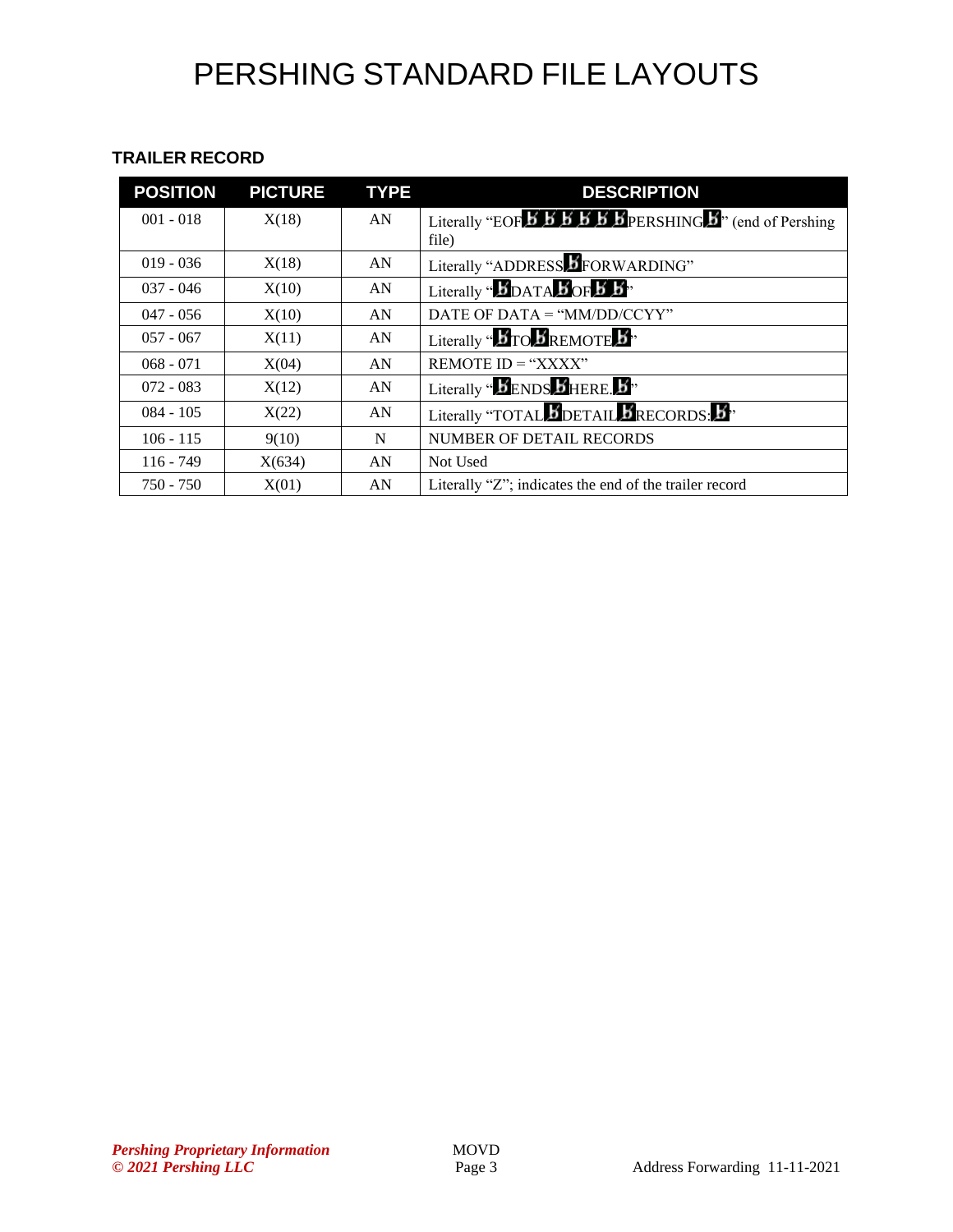### TRAILER RECORD

| POSITION | PICTURE | TYPE | DESCRIPTION |
|---|---|---|---|
| 001 - 018 | X(18) | AN | Literally "EOFƀƀƀƀƀƀPERSHINGƀ" (end of Pershing file) |
| 019 - 036 | X(18) | AN | Literally "ADDRESSƀFORWARDING" |
| 037 - 046 | X(10) | AN | Literally "ƀDATAƀOFƀƀ" |
| 047 - 056 | X(10) | AN | DATE OF DATA = "MM/DD/CCYY" |
| 057 - 067 | X(11) | AN | Literally "ƀTOƀREMOTEƀ" |
| 068 - 071 | X(04) | AN | REMOTE ID = "XXXX" |
| 072 - 083 | X(12) | AN | Literally "ƀENDSƀHERE.ƀ" |
| 084 - 105 | X(22) | AN | Literally "TOTALƀDETAILƀRECORDS:ƀ" |
| 106 - 115 | 9(10) | N | NUMBER OF DETAIL RECORDS |
| 116 - 749 | X(634) | AN | Not Used |
| 750 - 750 | X(01) | AN | Literally "Z"; indicates the end of the trailer record |